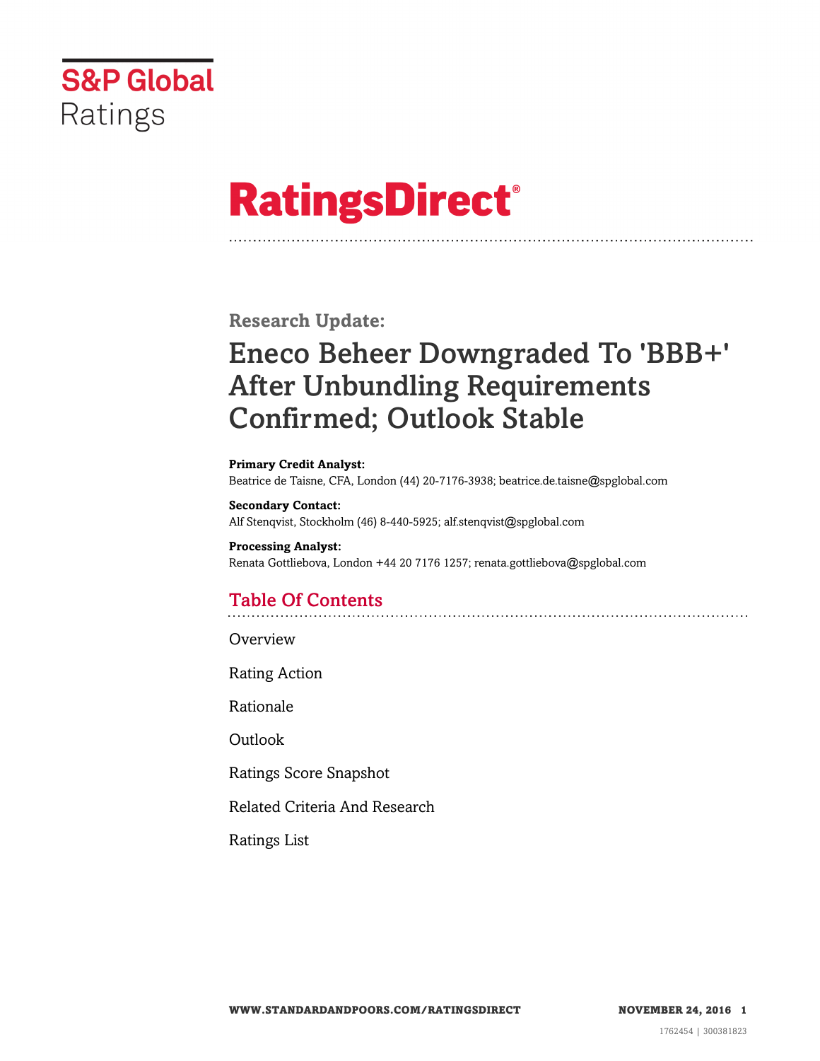S&P Global Ratings

# RatingsDirect®

## Research Update:

# Eneco Beheer Downgraded To 'BBB+' After Unbundling Requirements Confirmed; Outlook Stable

**Primary Credit Analyst:**
Beatrice de Taisne, CFA, London (44) 20-7176-3938; beatrice.de.taisne@spglobal.com

**Secondary Contact:**
Alf Stenqvist, Stockholm (46) 8-440-5925; alf.stenqvist@spglobal.com

**Processing Analyst:**
Renata Gottliebova, London +44 20 7176 1257; renata.gottliebova@spglobal.com

## Table Of Contents

Overview

Rating Action

Rationale

Outlook

Ratings Score Snapshot

Related Criteria And Research

Ratings List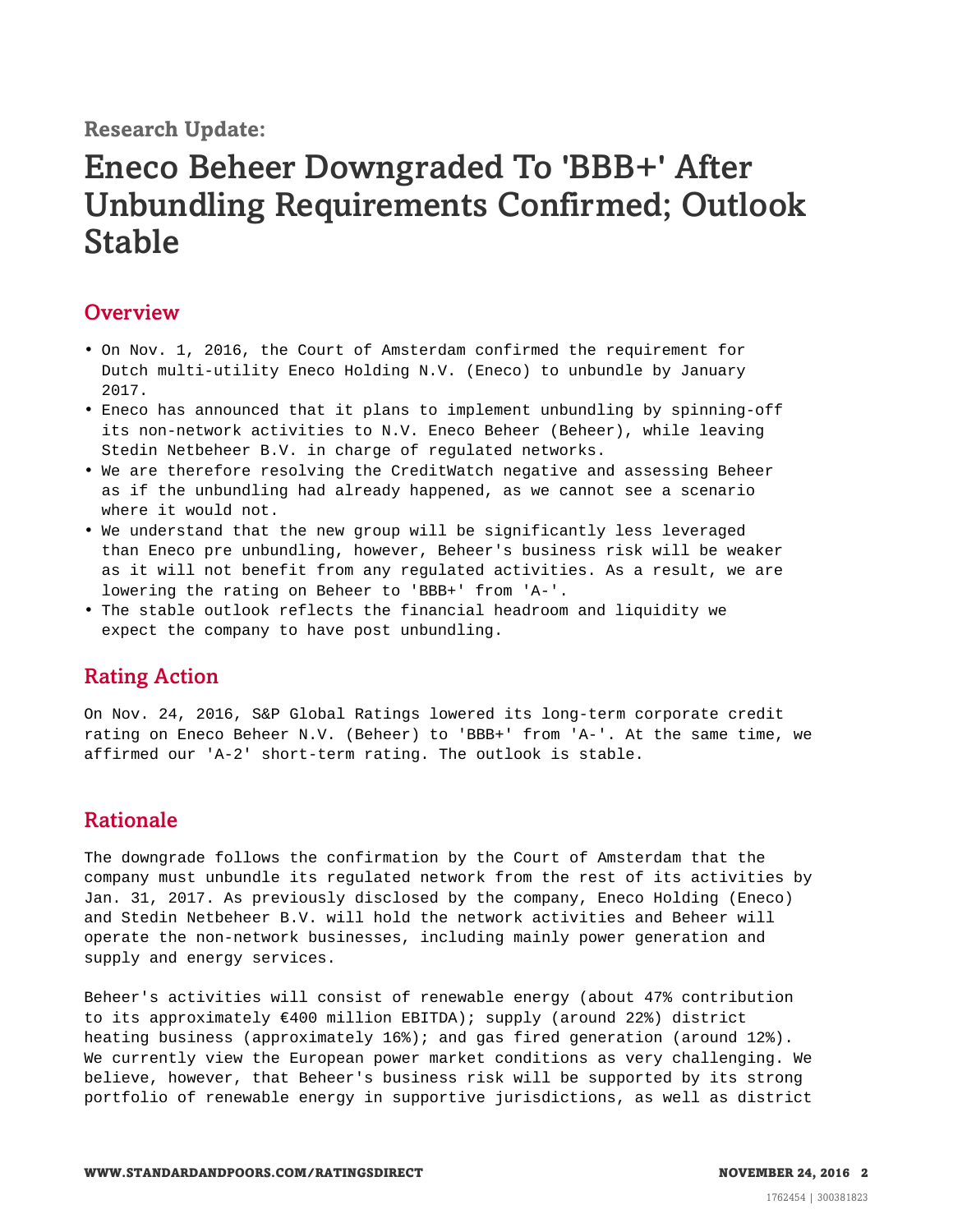Research Update:

# Eneco Beheer Downgraded To 'BBB+' After Unbundling Requirements Confirmed; Outlook Stable

## Overview

- On Nov. 1, 2016, the Court of Amsterdam confirmed the requirement for Dutch multi-utility Eneco Holding N.V. (Eneco) to unbundle by January 2017.
- Eneco has announced that it plans to implement unbundling by spinning-off its non-network activities to N.V. Eneco Beheer (Beheer), while leaving Stedin Netbeheer B.V. in charge of regulated networks.
- We are therefore resolving the CreditWatch negative and assessing Beheer as if the unbundling had already happened, as we cannot see a scenario where it would not.
- We understand that the new group will be significantly less leveraged than Eneco pre unbundling, however, Beheer's business risk will be weaker as it will not benefit from any regulated activities. As a result, we are lowering the rating on Beheer to 'BBB+' from 'A-'.
- The stable outlook reflects the financial headroom and liquidity we expect the company to have post unbundling.

## Rating Action

On Nov. 24, 2016, S&P Global Ratings lowered its long-term corporate credit rating on Eneco Beheer N.V. (Beheer) to 'BBB+' from 'A-'. At the same time, we affirmed our 'A-2' short-term rating. The outlook is stable.

## Rationale

The downgrade follows the confirmation by the Court of Amsterdam that the company must unbundle its regulated network from the rest of its activities by Jan. 31, 2017. As previously disclosed by the company, Eneco Holding (Eneco) and Stedin Netbeheer B.V. will hold the network activities and Beheer will operate the non-network businesses, including mainly power generation and supply and energy services.

Beheer's activities will consist of renewable energy (about 47% contribution to its approximately €400 million EBITDA); supply (around 22%) district heating business (approximately 16%); and gas fired generation (around 12%). We currently view the European power market conditions as very challenging. We believe, however, that Beheer's business risk will be supported by its strong portfolio of renewable energy in supportive jurisdictions, as well as district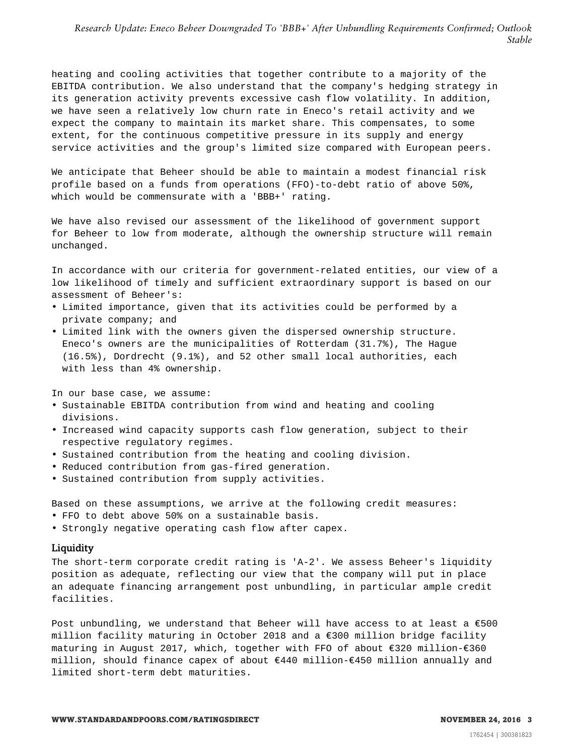heating and cooling activities that together contribute to a majority of the EBITDA contribution. We also understand that the company's hedging strategy in its generation activity prevents excessive cash flow volatility. In addition, we have seen a relatively low churn rate in Eneco's retail activity and we expect the company to maintain its market share. This compensates, to some extent, for the continuous competitive pressure in its supply and energy service activities and the group's limited size compared with European peers.

We anticipate that Beheer should be able to maintain a modest financial risk profile based on a funds from operations (FFO)-to-debt ratio of above 50%, which would be commensurate with a 'BBB+' rating.

We have also revised our assessment of the likelihood of government support for Beheer to low from moderate, although the ownership structure will remain unchanged.

In accordance with our criteria for government-related entities, our view of a low likelihood of timely and sufficient extraordinary support is based on our assessment of Beheer's:

- Limited importance, given that its activities could be performed by a private company; and
- Limited link with the owners given the dispersed ownership structure. Eneco's owners are the municipalities of Rotterdam (31.7%), The Hague (16.5%), Dordrecht (9.1%), and 52 other small local authorities, each with less than 4% ownership.

In our base case, we assume:

- Sustainable EBITDA contribution from wind and heating and cooling divisions.
- Increased wind capacity supports cash flow generation, subject to their respective regulatory regimes.
- Sustained contribution from the heating and cooling division.
- Reduced contribution from gas-fired generation.
- Sustained contribution from supply activities.

Based on these assumptions, we arrive at the following credit measures:

- FFO to debt above 50% on a sustainable basis.
- Strongly negative operating cash flow after capex.

### Liquidity

The short-term corporate credit rating is 'A-2'. We assess Beheer's liquidity position as adequate, reflecting our view that the company will put in place an adequate financing arrangement post unbundling, in particular ample credit facilities.

Post unbundling, we understand that Beheer will have access to at least a €500 million facility maturing in October 2018 and a €300 million bridge facility maturing in August 2017, which, together with FFO of about €320 million-€360 million, should finance capex of about €440 million-€450 million annually and limited short-term debt maturities.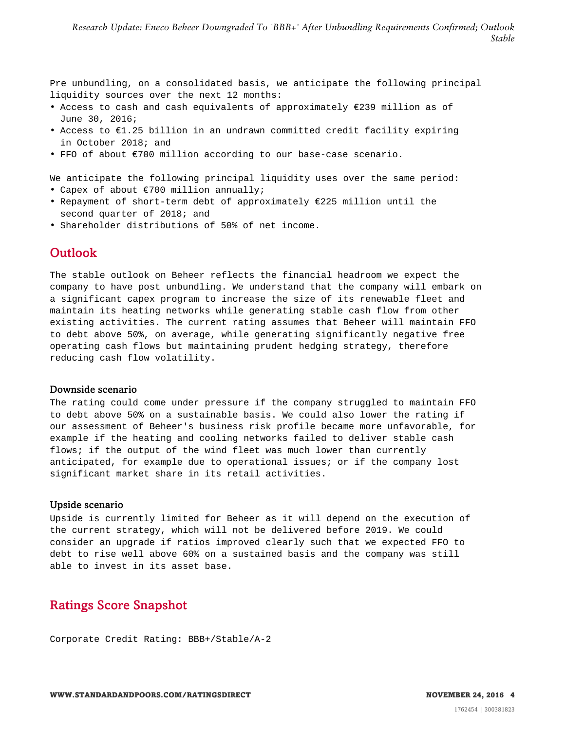Pre unbundling, on a consolidated basis, we anticipate the following principal liquidity sources over the next 12 months:

- Access to cash and cash equivalents of approximately €239 million as of June 30, 2016;
- Access to €1.25 billion in an undrawn committed credit facility expiring in October 2018; and
- FFO of about €700 million according to our base-case scenario.

We anticipate the following principal liquidity uses over the same period:

- Capex of about €700 million annually;
- Repayment of short-term debt of approximately €225 million until the second quarter of 2018; and
- Shareholder distributions of 50% of net income.

## Outlook

The stable outlook on Beheer reflects the financial headroom we expect the company to have post unbundling. We understand that the company will embark on a significant capex program to increase the size of its renewable fleet and maintain its heating networks while generating stable cash flow from other existing activities. The current rating assumes that Beheer will maintain FFO to debt above 50%, on average, while generating significantly negative free operating cash flows but maintaining prudent hedging strategy, therefore reducing cash flow volatility.

### Downside scenario

The rating could come under pressure if the company struggled to maintain FFO to debt above 50% on a sustainable basis. We could also lower the rating if our assessment of Beheer's business risk profile became more unfavorable, for example if the heating and cooling networks failed to deliver stable cash flows; if the output of the wind fleet was much lower than currently anticipated, for example due to operational issues; or if the company lost significant market share in its retail activities.

### Upside scenario

Upside is currently limited for Beheer as it will depend on the execution of the current strategy, which will not be delivered before 2019. We could consider an upgrade if ratios improved clearly such that we expected FFO to debt to rise well above 60% on a sustained basis and the company was still able to invest in its asset base.

## Ratings Score Snapshot

Corporate Credit Rating: BBB+/Stable/A-2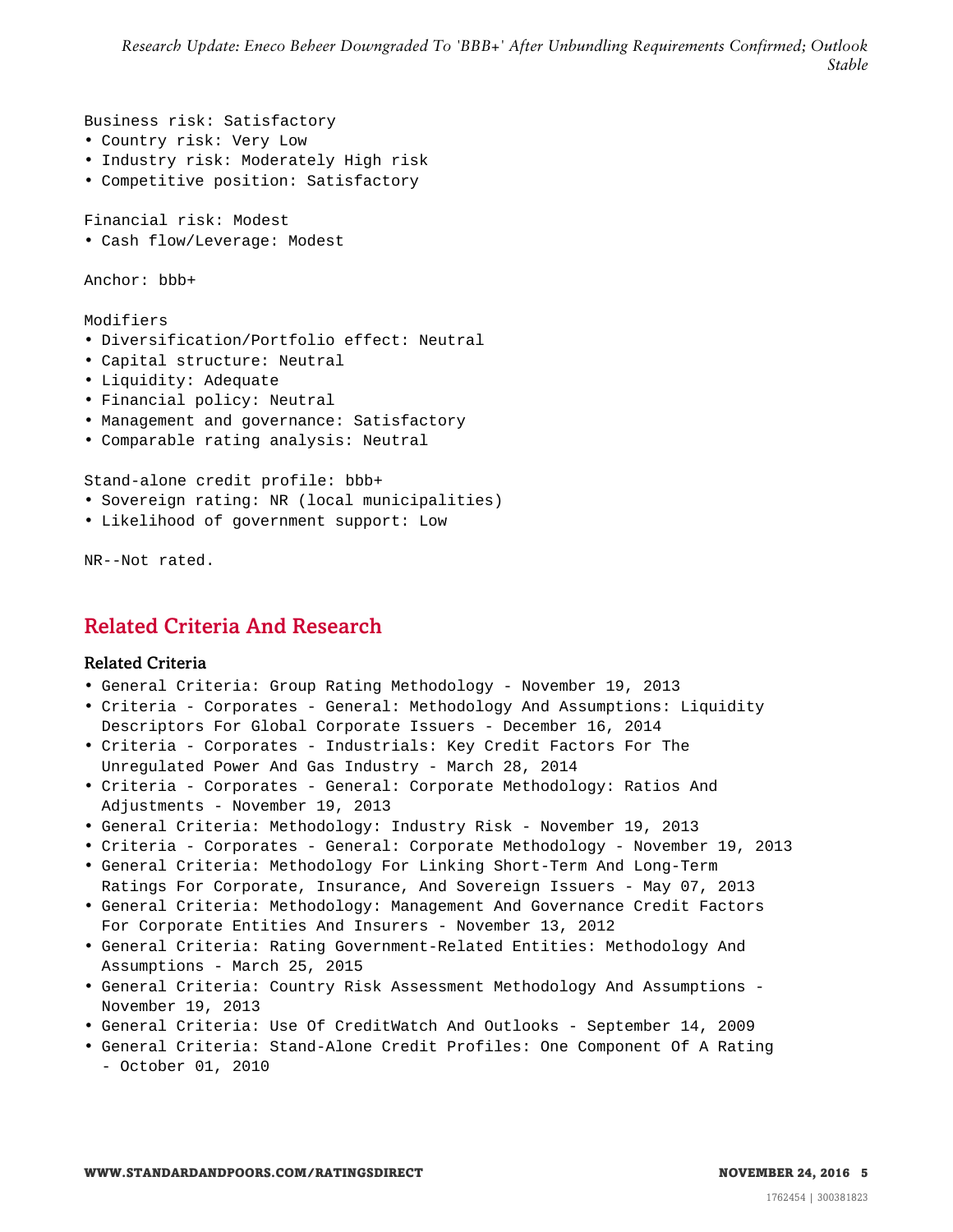Business risk: Satisfactory

- Country risk: Very Low
- Industry risk: Moderately High risk
- Competitive position: Satisfactory

Financial risk: Modest

- Cash flow/Leverage: Modest

Anchor: bbb+

Modifiers

- Diversification/Portfolio effect: Neutral
- Capital structure: Neutral
- Liquidity: Adequate
- Financial policy: Neutral
- Management and governance: Satisfactory
- Comparable rating analysis: Neutral

Stand-alone credit profile: bbb+

- Sovereign rating: NR (local municipalities)
- Likelihood of government support: Low

NR--Not rated.

## Related Criteria And Research

### Related Criteria

- General Criteria: Group Rating Methodology - November 19, 2013
- Criteria - Corporates - General: Methodology And Assumptions: Liquidity Descriptors For Global Corporate Issuers - December 16, 2014
- Criteria - Corporates - Industrials: Key Credit Factors For The Unregulated Power And Gas Industry - March 28, 2014
- Criteria - Corporates - General: Corporate Methodology: Ratios And Adjustments - November 19, 2013
- General Criteria: Methodology: Industry Risk - November 19, 2013
- Criteria - Corporates - General: Corporate Methodology - November 19, 2013
- General Criteria: Methodology For Linking Short-Term And Long-Term Ratings For Corporate, Insurance, And Sovereign Issuers - May 07, 2013
- General Criteria: Methodology: Management And Governance Credit Factors For Corporate Entities And Insurers - November 13, 2012
- General Criteria: Rating Government-Related Entities: Methodology And Assumptions - March 25, 2015
- General Criteria: Country Risk Assessment Methodology And Assumptions - November 19, 2013
- General Criteria: Use Of CreditWatch And Outlooks - September 14, 2009
- General Criteria: Stand-Alone Credit Profiles: One Component Of A Rating - October 01, 2010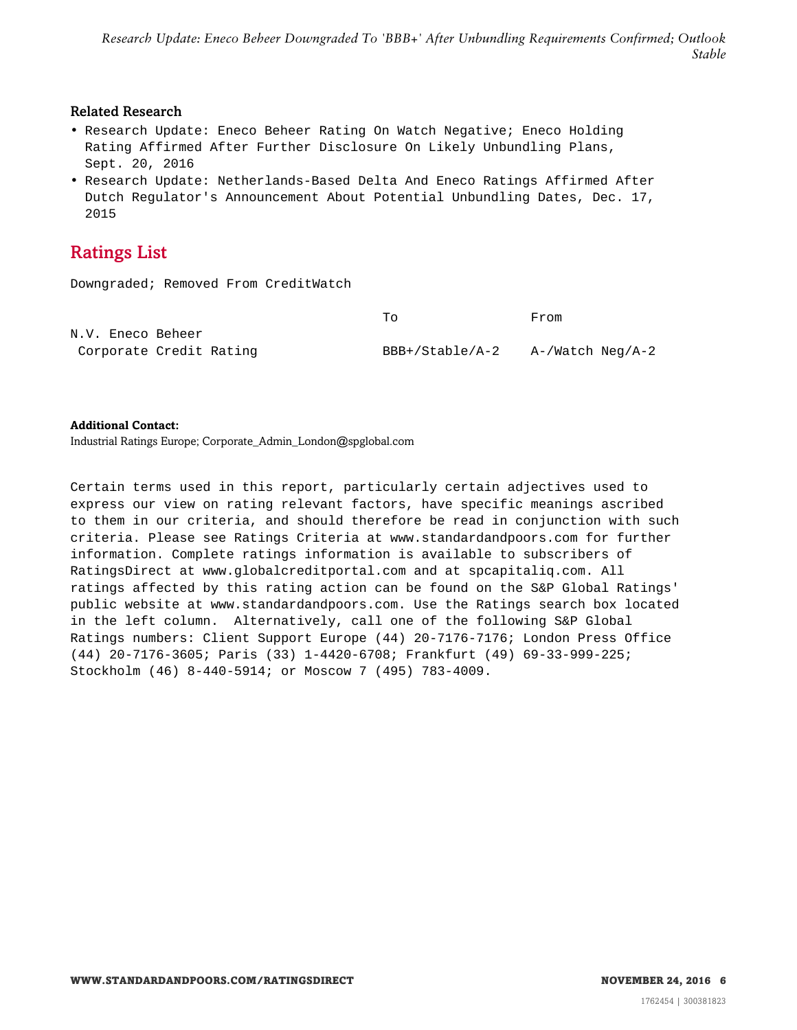### Related Research

- Research Update: Eneco Beheer Rating On Watch Negative; Eneco Holding Rating Affirmed After Further Disclosure On Likely Unbundling Plans, Sept. 20, 2016
- Research Update: Netherlands-Based Delta And Eneco Ratings Affirmed After Dutch Regulator's Announcement About Potential Unbundling Dates, Dec. 17, 2015

## Ratings List

Downgraded; Removed From CreditWatch

| | To | From |
|---|---|---|
| N.V. Eneco Beheer | | |
| Corporate Credit Rating | BBB+/Stable/A-2 | A-/Watch Neg/A-2 |

**Additional Contact:**
Industrial Ratings Europe; Corporate_Admin_London@spglobal.com

Certain terms used in this report, particularly certain adjectives used to express our view on rating relevant factors, have specific meanings ascribed to them in our criteria, and should therefore be read in conjunction with such criteria. Please see Ratings Criteria at www.standardandpoors.com for further information. Complete ratings information is available to subscribers of RatingsDirect at www.globalcreditportal.com and at spcapitaliq.com. All ratings affected by this rating action can be found on the S&P Global Ratings' public website at www.standardandpoors.com. Use the Ratings search box located in the left column. Alternatively, call one of the following S&P Global Ratings numbers: Client Support Europe (44) 20-7176-7176; London Press Office (44) 20-7176-3605; Paris (33) 1-4420-6708; Frankfurt (49) 69-33-999-225; Stockholm (46) 8-440-5914; or Moscow 7 (495) 783-4009.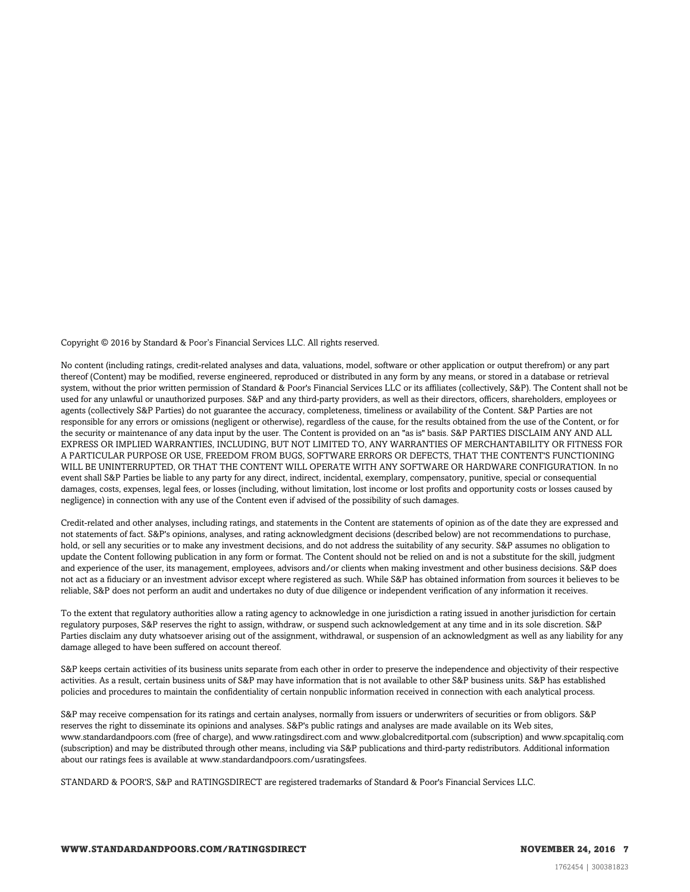Copyright © 2016 by Standard & Poor's Financial Services LLC. All rights reserved.

No content (including ratings, credit-related analyses and data, valuations, model, software or other application or output therefrom) or any part thereof (Content) may be modified, reverse engineered, reproduced or distributed in any form by any means, or stored in a database or retrieval system, without the prior written permission of Standard & Poor's Financial Services LLC or its affiliates (collectively, S&P). The Content shall not be used for any unlawful or unauthorized purposes. S&P and any third-party providers, as well as their directors, officers, shareholders, employees or agents (collectively S&P Parties) do not guarantee the accuracy, completeness, timeliness or availability of the Content. S&P Parties are not responsible for any errors or omissions (negligent or otherwise), regardless of the cause, for the results obtained from the use of the Content, or for the security or maintenance of any data input by the user. The Content is provided on an "as is" basis. S&P PARTIES DISCLAIM ANY AND ALL EXPRESS OR IMPLIED WARRANTIES, INCLUDING, BUT NOT LIMITED TO, ANY WARRANTIES OF MERCHANTABILITY OR FITNESS FOR A PARTICULAR PURPOSE OR USE, FREEDOM FROM BUGS, SOFTWARE ERRORS OR DEFECTS, THAT THE CONTENT'S FUNCTIONING WILL BE UNINTERRUPTED, OR THAT THE CONTENT WILL OPERATE WITH ANY SOFTWARE OR HARDWARE CONFIGURATION. In no event shall S&P Parties be liable to any party for any direct, indirect, incidental, exemplary, compensatory, punitive, special or consequential damages, costs, expenses, legal fees, or losses (including, without limitation, lost income or lost profits and opportunity costs or losses caused by negligence) in connection with any use of the Content even if advised of the possibility of such damages.

Credit-related and other analyses, including ratings, and statements in the Content are statements of opinion as of the date they are expressed and not statements of fact. S&P's opinions, analyses, and rating acknowledgment decisions (described below) are not recommendations to purchase, hold, or sell any securities or to make any investment decisions, and do not address the suitability of any security. S&P assumes no obligation to update the Content following publication in any form or format. The Content should not be relied on and is not a substitute for the skill, judgment and experience of the user, its management, employees, advisors and/or clients when making investment and other business decisions. S&P does not act as a fiduciary or an investment advisor except where registered as such. While S&P has obtained information from sources it believes to be reliable, S&P does not perform an audit and undertakes no duty of due diligence or independent verification of any information it receives.

To the extent that regulatory authorities allow a rating agency to acknowledge in one jurisdiction a rating issued in another jurisdiction for certain regulatory purposes, S&P reserves the right to assign, withdraw, or suspend such acknowledgement at any time and in its sole discretion. S&P Parties disclaim any duty whatsoever arising out of the assignment, withdrawal, or suspension of an acknowledgment as well as any liability for any damage alleged to have been suffered on account thereof.

S&P keeps certain activities of its business units separate from each other in order to preserve the independence and objectivity of their respective activities. As a result, certain business units of S&P may have information that is not available to other S&P business units. S&P has established policies and procedures to maintain the confidentiality of certain nonpublic information received in connection with each analytical process.

S&P may receive compensation for its ratings and certain analyses, normally from issuers or underwriters of securities or from obligors. S&P reserves the right to disseminate its opinions and analyses. S&P's public ratings and analyses are made available on its Web sites, www.standardandpoors.com (free of charge), and www.ratingsdirect.com and www.globalcreditportal.com (subscription) and www.spcapitaliq.com (subscription) and may be distributed through other means, including via S&P publications and third-party redistributors. Additional information about our ratings fees is available at www.standardandpoors.com/usratingsfees.

STANDARD & POOR'S, S&P and RATINGSDIRECT are registered trademarks of Standard & Poor's Financial Services LLC.